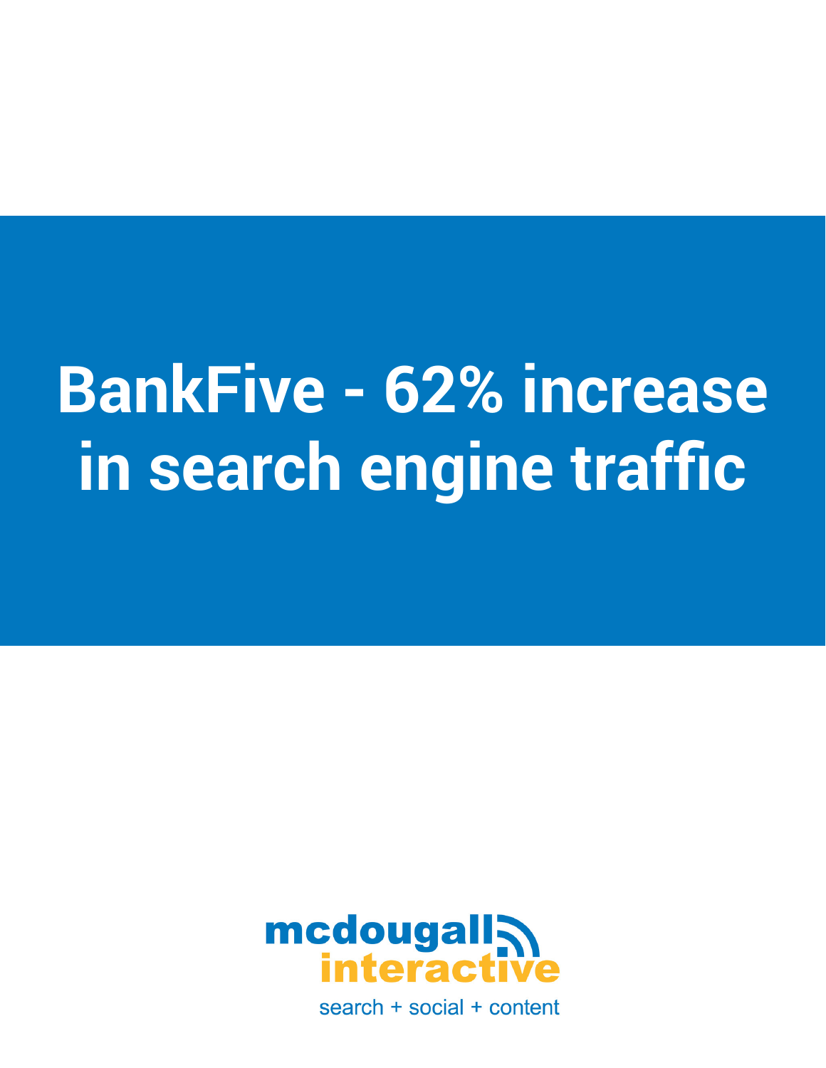# BankFive - 62% increase in search engine traffic

mcdougall interactive

search + social + content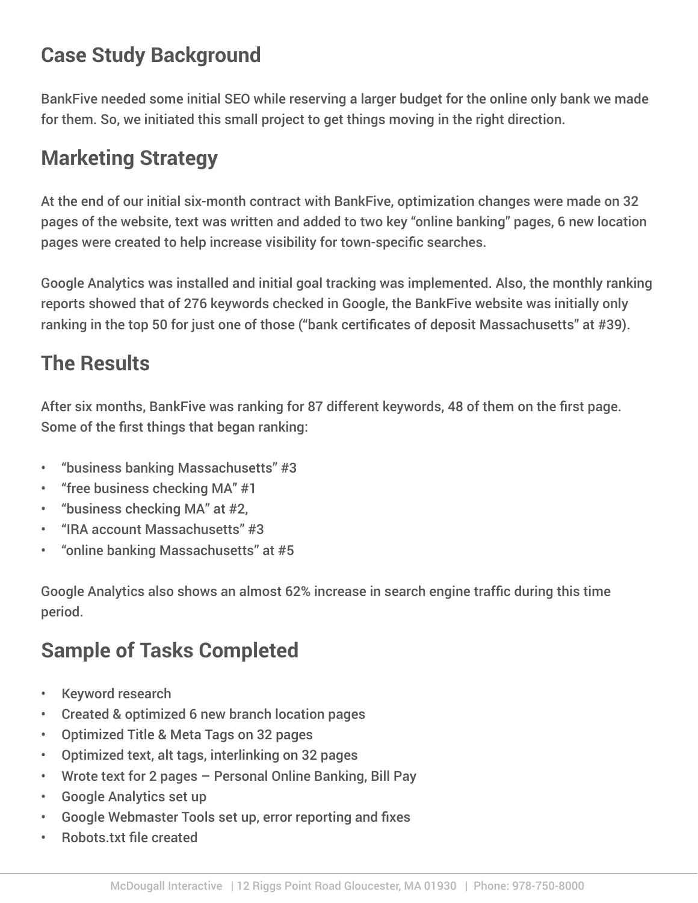## Case Study Background

BankFive needed some initial SEO while reserving a larger budget for the online only bank we made for them. So, we initiated this small project to get things moving in the right direction.

## Marketing Strategy

At the end of our initial six-month contract with BankFive, optimization changes were made on 32 pages of the website, text was written and added to two key "online banking" pages, 6 new location pages were created to help increase visibility for town-specific searches.

Google Analytics was installed and initial goal tracking was implemented. Also, the monthly ranking reports showed that of 276 keywords checked in Google, the BankFive website was initially only ranking in the top 50 for just one of those ("bank certificates of deposit Massachusetts" at #39).

## The Results

After six months, BankFive was ranking for 87 different keywords, 48 of them on the first page. Some of the first things that began ranking:

- "business banking Massachusetts" #3
- "free business checking MA" #1
- "business checking MA" at #2,
- "IRA account Massachusetts" #3
- "online banking Massachusetts" at #5

Google Analytics also shows an almost 62% increase in search engine traffic during this time period.

## Sample of Tasks Completed

- Keyword research
- Created & optimized 6 new branch location pages
- Optimized Title & Meta Tags on 32 pages
- Optimized text, alt tags, interlinking on 32 pages
- Wrote text for 2 pages – Personal Online Banking, Bill Pay
- Google Analytics set up
- Google Webmaster Tools set up, error reporting and fixes
- Robots.txt file created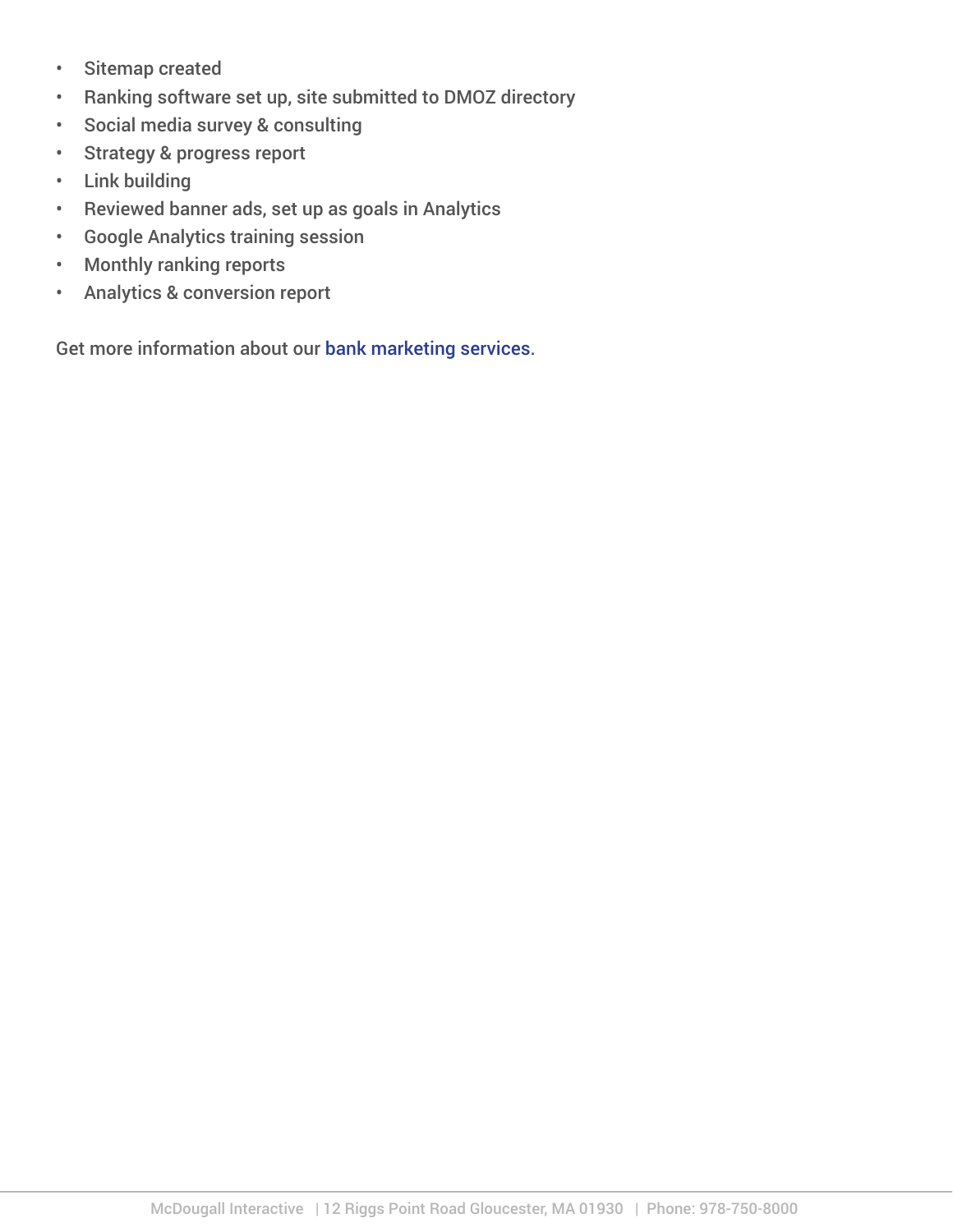- Sitemap created
- Ranking software set up, site submitted to DMOZ directory
- Social media survey & consulting
- Strategy & progress report
- Link building
- Reviewed banner ads, set up as goals in Analytics
- Google Analytics training session
- Monthly ranking reports
- Analytics & conversion report

Get more information about our bank marketing services.